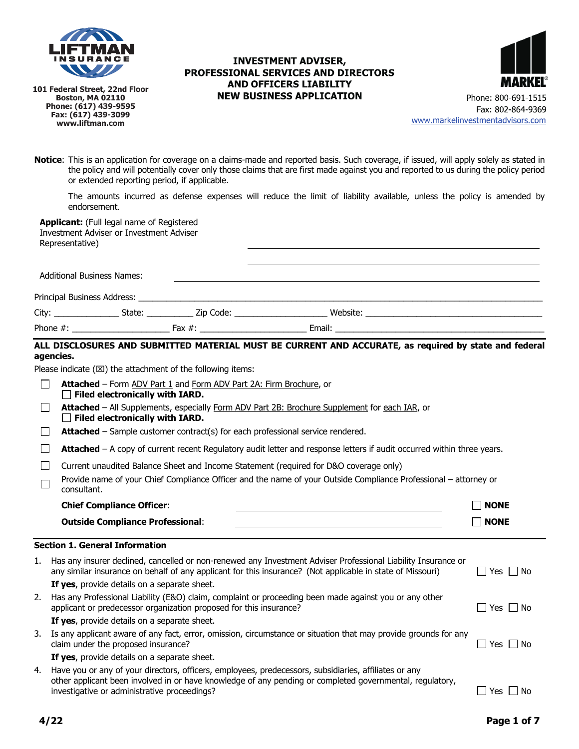LIFTMAN INSURANCE

101 Federal Street, 22nd Floor
Boston, MA 02110
Phone: (617) 439-9595
Fax: (617) 439-3099
www.liftman.com

# INVESTMENT ADVISER, PROFESSIONAL SERVICES AND DIRECTORS AND OFFICERS LIABILITY NEW BUSINESS APPLICATION

MARKEL®

Phone: 800-691-1515
Fax: 802-864-9369
www.markelinvestmentadvisors.com

**Notice**: This is an application for coverage on a claims-made and reported basis. Such coverage, if issued, will apply solely as stated in the policy and will potentially cover only those claims that are first made against you and reported to us during the policy period or extended reporting period, if applicable.

The amounts incurred as defense expenses will reduce the limit of liability available, unless the policy is amended by endorsement.

**Applicant:** (Full legal name of Registered Investment Adviser or Investment Adviser Representative) ______________________________

______________________________

Additional Business Names: ______________________________

Principal Business Address: ______________________________

City: ______________ State: __________ Zip Code: ____________________ Website: ______________________________

Phone #: ____________________ Fax #: ______________________ Email: ______________________________

**ALL DISCLOSURES AND SUBMITTED MATERIAL MUST BE CURRENT AND ACCURATE, as required by state and federal agencies.**

Please indicate (☒) the attachment of the following items:

- ☐ **Attached** – Form ADV Part 1 and Form ADV Part 2A: Firm Brochure, or
  ☐ **Filed electronically with IARD.**
- ☐ **Attached** – All Supplements, especially Form ADV Part 2B: Brochure Supplement for each IAR, or
  ☐ **Filed electronically with IARD.**
- ☐ **Attached** – Sample customer contract(s) for each professional service rendered.
- ☐ **Attached** – A copy of current recent Regulatory audit letter and response letters if audit occurred within three years.
- ☐ Current unaudited Balance Sheet and Income Statement (required for D&O coverage only)
- ☐ Provide name of your Chief Compliance Officer and the name of your Outside Compliance Professional – attorney or consultant.

**Chief Compliance Officer**: ______________________________ ☐ **NONE**

**Outside Compliance Professional**: ______________________________ ☐ **NONE**

## Section 1. General Information

1. Has any insurer declined, cancelled or non-renewed any Investment Adviser Professional Liability Insurance or any similar insurance on behalf of any applicant for this insurance? (Not applicable in state of Missouri) ☐ Yes ☐ No

   **If yes**, provide details on a separate sheet.

2. Has any Professional Liability (E&O) claim, complaint or proceeding been made against you or any other applicant or predecessor organization proposed for this insurance? ☐ Yes ☐ No

   **If yes**, provide details on a separate sheet.

3. Is any applicant aware of any fact, error, omission, circumstance or situation that may provide grounds for any claim under the proposed insurance? ☐ Yes ☐ No

   **If yes**, provide details on a separate sheet.

4. Have you or any of your directors, officers, employees, predecessors, subsidiaries, affiliates or any other applicant been involved in or have knowledge of any pending or completed governmental, regulatory, investigative or administrative proceedings? ☐ Yes ☐ No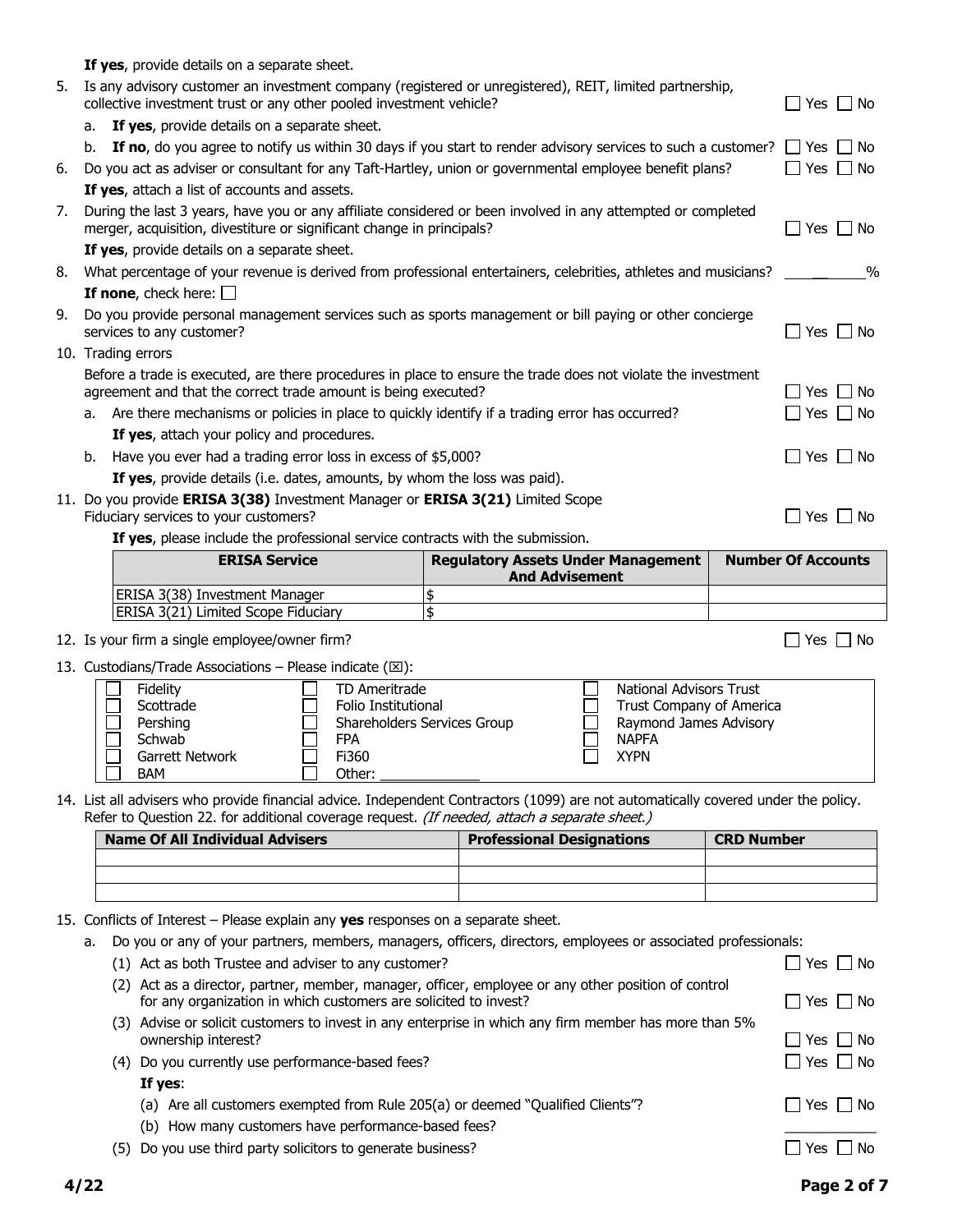**If yes**, provide details on a separate sheet.

5. Is any advisory customer an investment company (registered or unregistered), REIT, limited partnership, collective investment trust or any other pooled investment vehicle? ☐ Yes ☐ No
   a. **If yes**, provide details on a separate sheet.
   b. **If no**, do you agree to notify us within 30 days if you start to render advisory services to such a customer? ☐ Yes ☐ No
6. Do you act as adviser or consultant for any Taft-Hartley, union or governmental employee benefit plans? ☐ Yes ☐ No
   **If yes**, attach a list of accounts and assets.
7. During the last 3 years, have you or any affiliate considered or been involved in any attempted or completed merger, acquisition, divestiture or significant change in principals? ☐ Yes ☐ No
   **If yes**, provide details on a separate sheet.
8. What percentage of your revenue is derived from professional entertainers, celebrities, athletes and musicians? ________%
   **If none**, check here: ☐
9. Do you provide personal management services such as sports management or bill paying or other concierge services to any customer? ☐ Yes ☐ No
10. Trading errors
    Before a trade is executed, are there procedures in place to ensure the trade does not violate the investment agreement and that the correct trade amount is being executed? ☐ Yes ☐ No
    a. Are there mechanisms or policies in place to quickly identify if a trading error has occurred? ☐ Yes ☐ No
       **If yes**, attach your policy and procedures.
    b. Have you ever had a trading error loss in excess of $5,000? ☐ Yes ☐ No
       **If yes**, provide details (i.e. dates, amounts, by whom the loss was paid).
11. Do you provide **ERISA 3(38)** Investment Manager or **ERISA 3(21)** Limited Scope Fiduciary services to your customers? ☐ Yes ☐ No
    **If yes**, please include the professional service contracts with the submission.

| ERISA Service | Regulatory Assets Under Management And Advisement | Number Of Accounts |
|---|---|---|
| ERISA 3(38) Investment Manager | $ | |
| ERISA 3(21) Limited Scope Fiduciary | $ | |

12. Is your firm a single employee/owner firm? ☐ Yes ☐ No
13. Custodians/Trade Associations – Please indicate (☒):

| | | |
|---|---|---|
| ☐ Fidelity | ☐ TD Ameritrade | ☐ National Advisors Trust |
| ☐ Scottrade | ☐ Folio Institutional | ☐ Trust Company of America |
| ☐ Pershing | ☐ Shareholders Services Group | ☐ Raymond James Advisory |
| ☐ Schwab | ☐ FPA | ☐ NAPFA |
| ☐ Garrett Network | ☐ Fi360 | ☐ XYPN |
| ☐ BAM | ☐ Other: _____________ | |

14. List all advisers who provide financial advice. Independent Contractors (1099) are not automatically covered under the policy. Refer to Question 22. for additional coverage request. *(If needed, attach a separate sheet.)*

| Name Of All Individual Advisers | Professional Designations | CRD Number |
|---|---|---|
| | | |
| | | |
| | | |

15. Conflicts of Interest – Please explain any **yes** responses on a separate sheet.
    a. Do you or any of your partners, members, managers, officers, directors, employees or associated professionals:
       (1) Act as both Trustee and adviser to any customer? ☐ Yes ☐ No
       (2) Act as a director, partner, member, manager, officer, employee or any other position of control for any organization in which customers are solicited to invest? ☐ Yes ☐ No
       (3) Advise or solicit customers to invest in any enterprise in which any firm member has more than 5% ownership interest? ☐ Yes ☐ No
       (4) Do you currently use performance-based fees? ☐ Yes ☐ No
       **If yes**:
       (a) Are all customers exempted from Rule 205(a) or deemed "Qualified Clients"? ☐ Yes ☐ No
       (b) How many customers have performance-based fees? ____________
       (5) Do you use third party solicitors to generate business? ☐ Yes ☐ No

4/22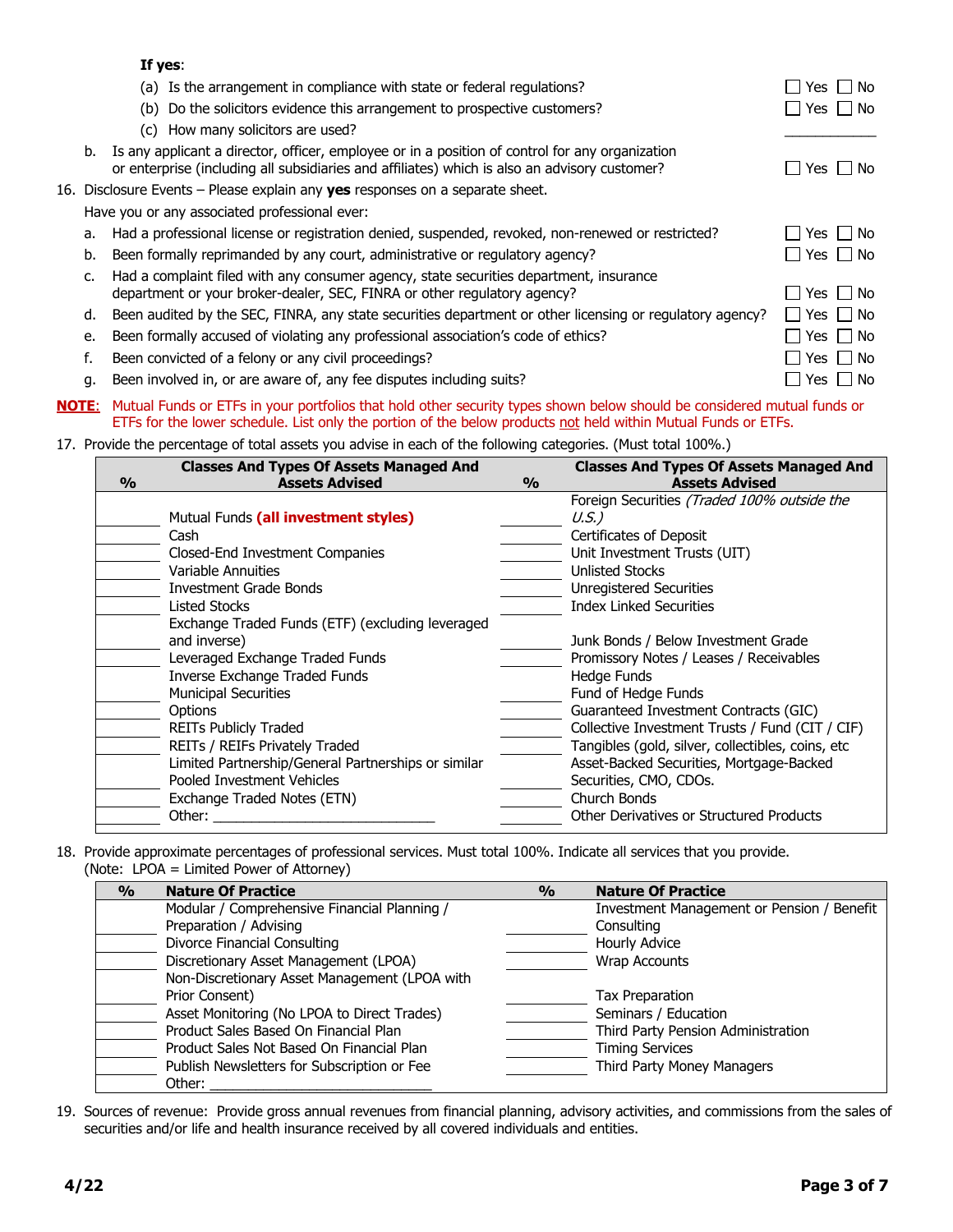**If yes**:

(a) Is the arrangement in compliance with state or federal regulations? ☐ Yes ☐ No

(b) Do the solicitors evidence this arrangement to prospective customers? ☐ Yes ☐ No

(c) How many solicitors are used? ____________

b. Is any applicant a director, officer, employee or in a position of control for any organization or enterprise (including all subsidiaries and affiliates) which is also an advisory customer? ☐ Yes ☐ No

16. Disclosure Events – Please explain any **yes** responses on a separate sheet.

Have you or any associated professional ever:

a. Had a professional license or registration denied, suspended, revoked, non-renewed or restricted? ☐ Yes ☐ No

b. Been formally reprimanded by any court, administrative or regulatory agency? ☐ Yes ☐ No

c. Had a complaint filed with any consumer agency, state securities department, insurance department or your broker-dealer, SEC, FINRA or other regulatory agency? ☐ Yes ☐ No

d. Been audited by the SEC, FINRA, any state securities department or other licensing or regulatory agency? ☐ Yes ☐ No

e. Been formally accused of violating any professional association's code of ethics? ☐ Yes ☐ No

f. Been convicted of a felony or any civil proceedings? ☐ Yes ☐ No

g. Been involved in, or are aware of, any fee disputes including suits? ☐ Yes ☐ No

**NOTE**: Mutual Funds or ETFs in your portfolios that hold other security types shown below should be considered mutual funds or ETFs for the lower schedule. List only the portion of the below products not held within Mutual Funds or ETFs.

17. Provide the percentage of total assets you advise in each of the following categories. (Must total 100%.)

| % | Classes And Types Of Assets Managed And Assets Advised | % | Classes And Types Of Assets Managed And Assets Advised |
|---|---|---|---|
| | Mutual Funds **(all investment styles)** | | Foreign Securities *(Traded 100% outside the U.S.)* |
| | Cash | | Certificates of Deposit |
| | Closed-End Investment Companies | | Unit Investment Trusts (UIT) |
| | Variable Annuities | | Unlisted Stocks |
| | Investment Grade Bonds | | Unregistered Securities |
| | Listed Stocks | | Index Linked Securities |
| | Exchange Traded Funds (ETF) (excluding leveraged and inverse) | | Junk Bonds / Below Investment Grade |
| | Leveraged Exchange Traded Funds | | Promissory Notes / Leases / Receivables |
| | Inverse Exchange Traded Funds | | Hedge Funds |
| | Municipal Securities | | Fund of Hedge Funds |
| | Options | | Guaranteed Investment Contracts (GIC) |
| | REITs Publicly Traded | | Collective Investment Trusts / Fund (CIT / CIF) |
| | REITs / REIFs Privately Traded | | Tangibles (gold, silver, collectibles, coins, etc |
| | Limited Partnership/General Partnerships or similar Pooled Investment Vehicles | | Asset-Backed Securities, Mortgage-Backed Securities, CMO, CDOs. |
| | Exchange Traded Notes (ETN) | | Church Bonds |
| | Other: ____________________________ | | Other Derivatives or Structured Products |

18. Provide approximate percentages of professional services. Must total 100%. Indicate all services that you provide. (Note: LPOA = Limited Power of Attorney)

| % | Nature Of Practice | % | Nature Of Practice |
|---|---|---|---|
| | Modular / Comprehensive Financial Planning / Preparation / Advising | | Investment Management or Pension / Benefit Consulting |
| | Divorce Financial Consulting | | Hourly Advice |
| | Discretionary Asset Management (LPOA) | | Wrap Accounts |
| | Non-Discretionary Asset Management (LPOA with Prior Consent) | | Tax Preparation |
| | Asset Monitoring (No LPOA to Direct Trades) | | Seminars / Education |
| | Product Sales Based On Financial Plan | | Third Party Pension Administration |
| | Product Sales Not Based On Financial Plan | | Timing Services |
| | Publish Newsletters for Subscription or Fee | | Third Party Money Managers |
| | Other: ____________________________ | | |

19. Sources of revenue: Provide gross annual revenues from financial planning, advisory activities, and commissions from the sales of securities and/or life and health insurance received by all covered individuals and entities.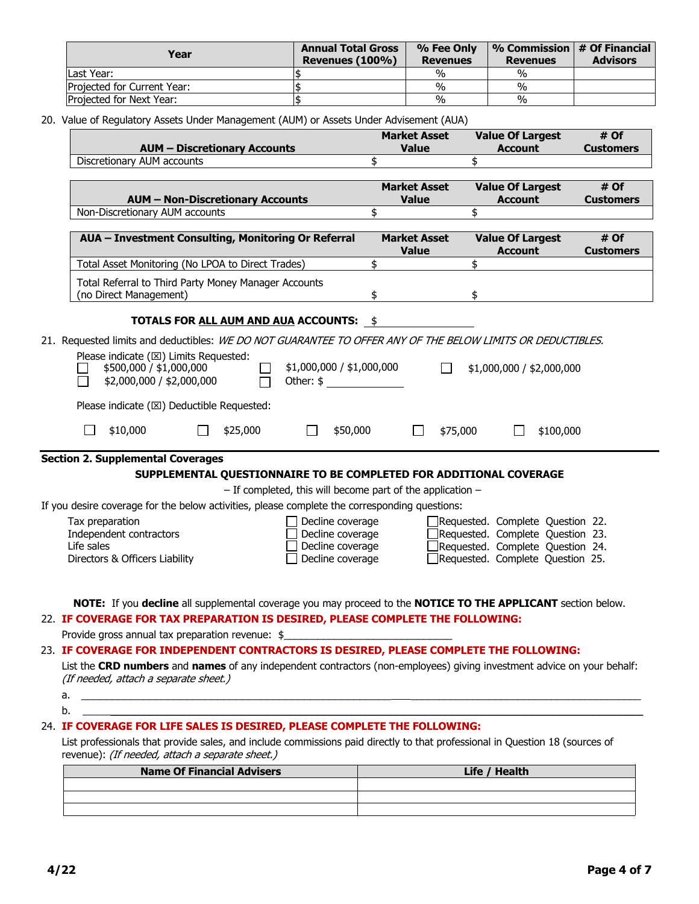| Year | Annual Total Gross Revenues (100%) | % Fee Only Revenues | % Commission Revenues | # Of Financial Advisors |
|---|---|---|---|---|
| Last Year: | $ | % | % | |
| Projected for Current Year: | $ | % | % | |
| Projected for Next Year: | $ | % | % | |

20. Value of Regulatory Assets Under Management (AUM) or Assets Under Advisement (AUA)

| AUM – Discretionary Accounts | Market Asset Value | Value Of Largest Account | # Of Customers |
|---|---|---|---|
| Discretionary AUM accounts | $ | $ | |

| AUM – Non-Discretionary Accounts | Market Asset Value | Value Of Largest Account | # Of Customers |
|---|---|---|---|
| Non-Discretionary AUM accounts | $ | $ | |

| AUA – Investment Consulting, Monitoring Or Referral | Market Asset Value | Value Of Largest Account | # Of Customers |
|---|---|---|---|
| Total Asset Monitoring (No LPOA to Direct Trades) | $ | $ | |
| Total Referral to Third Party Money Manager Accounts (no Direct Management) | $ | $ | |

**TOTALS FOR ALL AUM AND AUA ACCOUNTS:** $ ____________

21. Requested limits and deductibles: *WE DO NOT GUARANTEE TO OFFER ANY OF THE BELOW LIMITS OR DEDUCTIBLES.*

Please indicate (☒) Limits Requested:

☐ $500,000 / $1,000,000 ☐ $1,000,000 / $1,000,000 ☐ $1,000,000 / $2,000,000
☐ $2,000,000 / $2,000,000 ☐ Other: $ ____________

Please indicate (☒) Deductible Requested:

☐ $10,000 ☐ $25,000 ☐ $50,000 ☐ $75,000 ☐ $100,000

## Section 2. Supplemental Coverages

**SUPPLEMENTAL QUESTIONNAIRE TO BE COMPLETED FOR ADDITIONAL COVERAGE**

– If completed, this will become part of the application –

If you desire coverage for the below activities, please complete the corresponding questions:

| | | |
|---|---|---|
| Tax preparation | ☐ Decline coverage | ☐ Requested. Complete Question 22. |
| Independent contractors | ☐ Decline coverage | ☐ Requested. Complete Question 23. |
| Life sales | ☐ Decline coverage | ☐ Requested. Complete Question 24. |
| Directors & Officers Liability | ☐ Decline coverage | ☐ Requested. Complete Question 25. |

**NOTE:** If you **decline** all supplemental coverage you may proceed to the **NOTICE TO THE APPLICANT** section below.

22. **IF COVERAGE FOR TAX PREPARATION IS DESIRED, PLEASE COMPLETE THE FOLLOWING:**

Provide gross annual tax preparation revenue: $____________________________

23. **IF COVERAGE FOR INDEPENDENT CONTRACTORS IS DESIRED, PLEASE COMPLETE THE FOLLOWING:**

List the **CRD numbers** and **names** of any independent contractors (non-employees) giving investment advice on your behalf: *(If needed, attach a separate sheet.)*

a. ____________________________________________________________

b. ____________________________________________________________

24. **IF COVERAGE FOR LIFE SALES IS DESIRED, PLEASE COMPLETE THE FOLLOWING:**

List professionals that provide sales, and include commissions paid directly to that professional in Question 18 (sources of revenue): *(If needed, attach a separate sheet.)*

| Name Of Financial Advisers | Life / Health |
|---|---|
| | |
| | |
| | |

4/22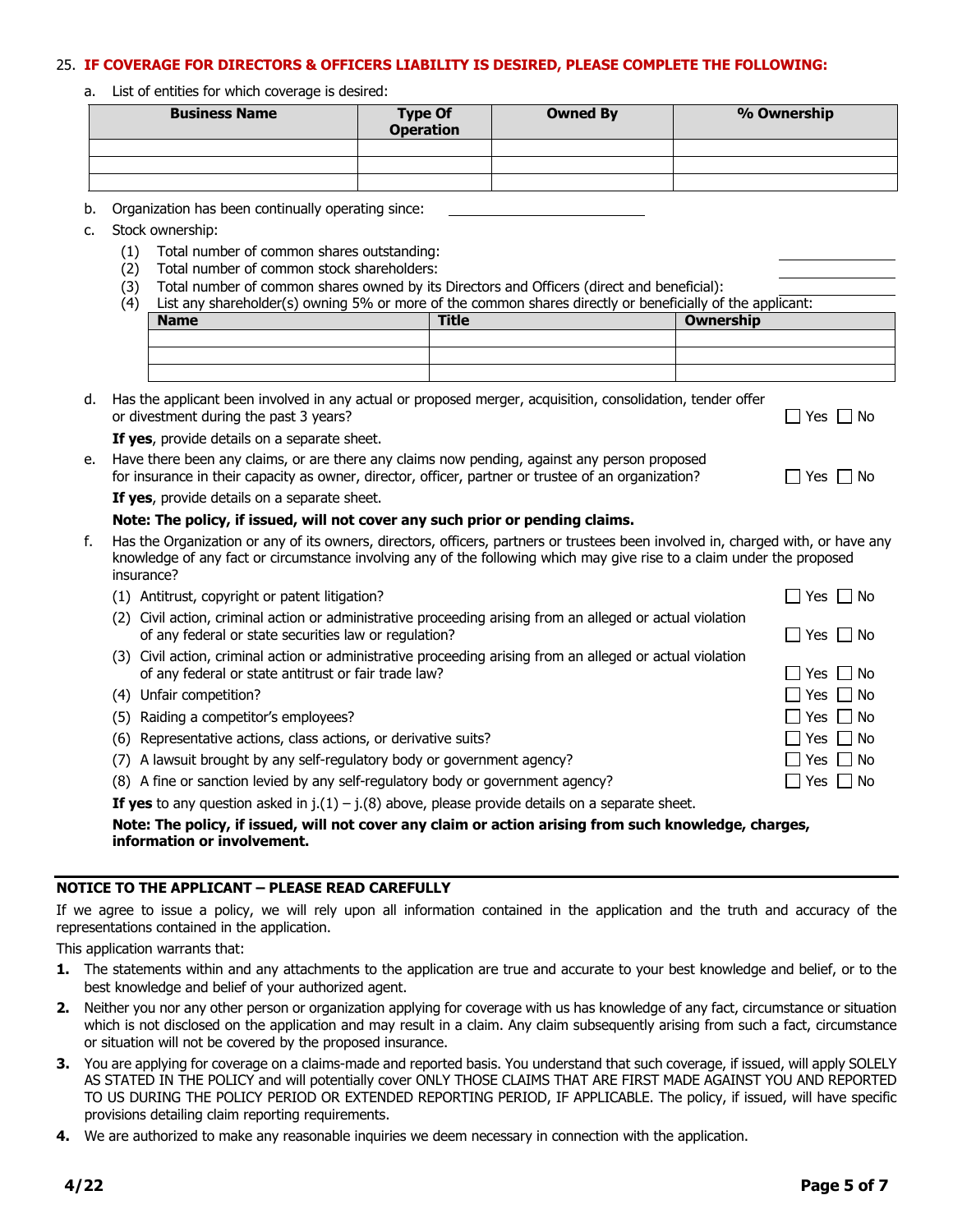25. **IF COVERAGE FOR DIRECTORS & OFFICERS LIABILITY IS DESIRED, PLEASE COMPLETE THE FOLLOWING:**

a. List of entities for which coverage is desired:

| Business Name | Type Of Operation | Owned By | % Ownership |
|---|---|---|---|
| | | | |
| | | | |
| | | | |

b. Organization has been continually operating since: ____________________

c. Stock ownership:

(1) Total number of common shares outstanding: ____________

(2) Total number of common stock shareholders: ____________

(3) Total number of common shares owned by its Directors and Officers (direct and beneficial): ____________

(4) List any shareholder(s) owning 5% or more of the common shares directly or beneficially of the applicant:

| Name | Title | Ownership |
|---|---|---|
| | | |
| | | |
| | | |

d. Has the applicant been involved in any actual or proposed merger, acquisition, consolidation, tender offer or divestment during the past 3 years? ☐ Yes ☐ No

**If yes**, provide details on a separate sheet.

e. Have there been any claims, or are there any claims now pending, against any person proposed for insurance in their capacity as owner, director, officer, partner or trustee of an organization? ☐ Yes ☐ No

**If yes**, provide details on a separate sheet.

**Note: The policy, if issued, will not cover any such prior or pending claims.**

f. Has the Organization or any of its owners, directors, officers, partners or trustees been involved in, charged with, or have any knowledge of any fact or circumstance involving any of the following which may give rise to a claim under the proposed insurance?

(1) Antitrust, copyright or patent litigation? ☐ Yes ☐ No

(2) Civil action, criminal action or administrative proceeding arising from an alleged or actual violation of any federal or state securities law or regulation? ☐ Yes ☐ No

(3) Civil action, criminal action or administrative proceeding arising from an alleged or actual violation of any federal or state antitrust or fair trade law? ☐ Yes ☐ No

(4) Unfair competition? ☐ Yes ☐ No

(5) Raiding a competitor's employees? ☐ Yes ☐ No

(6) Representative actions, class actions, or derivative suits? ☐ Yes ☐ No

(7) A lawsuit brought by any self-regulatory body or government agency? ☐ Yes ☐ No

(8) A fine or sanction levied by any self-regulatory body or government agency? ☐ Yes ☐ No

**If yes** to any question asked in j.(1) – j.(8) above, please provide details on a separate sheet.

**Note: The policy, if issued, will not cover any claim or action arising from such knowledge, charges, information or involvement.**

---

**NOTICE TO THE APPLICANT – PLEASE READ CAREFULLY**

If we agree to issue a policy, we will rely upon all information contained in the application and the truth and accuracy of the representations contained in the application.

This application warrants that:

1. The statements within and any attachments to the application are true and accurate to your best knowledge and belief, or to the best knowledge and belief of your authorized agent.
2. Neither you nor any other person or organization applying for coverage with us has knowledge of any fact, circumstance or situation which is not disclosed on the application and may result in a claim. Any claim subsequently arising from such a fact, circumstance or situation will not be covered by the proposed insurance.
3. You are applying for coverage on a claims-made and reported basis. You understand that such coverage, if issued, will apply SOLELY AS STATED IN THE POLICY and will potentially cover ONLY THOSE CLAIMS THAT ARE FIRST MADE AGAINST YOU AND REPORTED TO US DURING THE POLICY PERIOD OR EXTENDED REPORTING PERIOD, IF APPLICABLE. The policy, if issued, will have specific provisions detailing claim reporting requirements.
4. We are authorized to make any reasonable inquiries we deem necessary in connection with the application.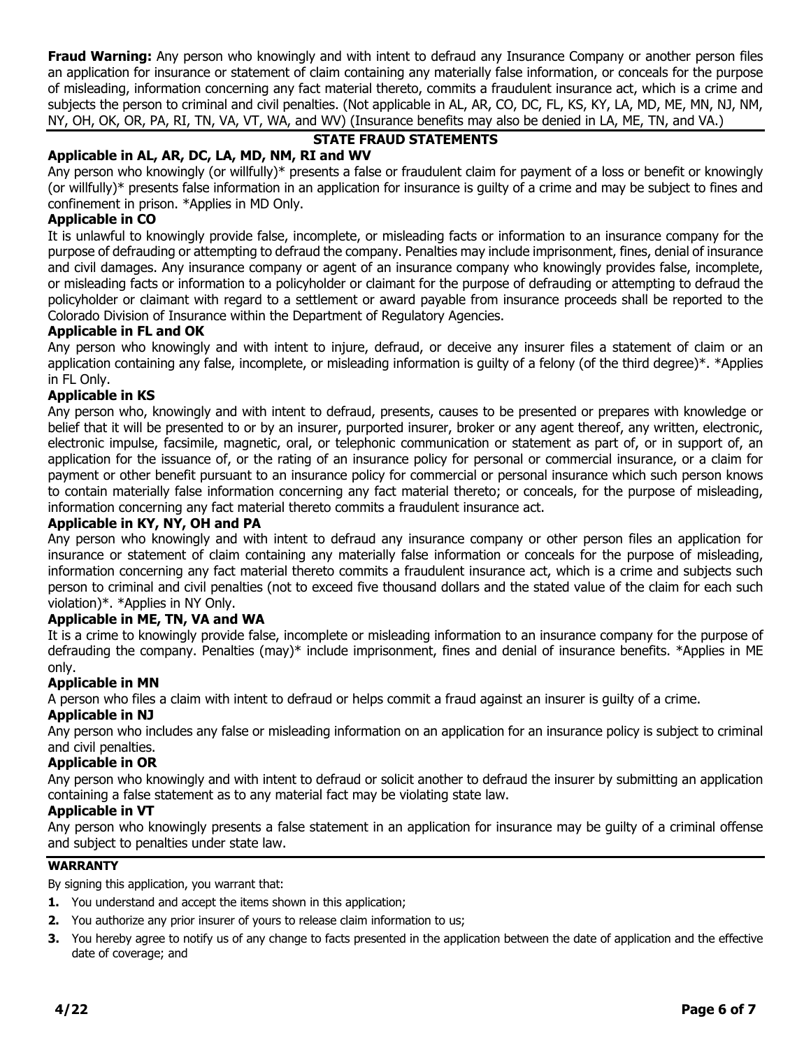**Fraud Warning:** Any person who knowingly and with intent to defraud any Insurance Company or another person files an application for insurance or statement of claim containing any materially false information, or conceals for the purpose of misleading, information concerning any fact material thereto, commits a fraudulent insurance act, which is a crime and subjects the person to criminal and civil penalties. (Not applicable in AL, AR, CO, DC, FL, KS, KY, LA, MD, ME, MN, NJ, NM, NY, OH, OK, OR, PA, RI, TN, VA, VT, WA, and WV) (Insurance benefits may also be denied in LA, ME, TN, and VA.)

## STATE FRAUD STATEMENTS

**Applicable in AL, AR, DC, LA, MD, NM, RI and WV**

Any person who knowingly (or willfully)* presents a false or fraudulent claim for payment of a loss or benefit or knowingly (or willfully)* presents false information in an application for insurance is guilty of a crime and may be subject to fines and confinement in prison. *Applies in MD Only.

**Applicable in CO**

It is unlawful to knowingly provide false, incomplete, or misleading facts or information to an insurance company for the purpose of defrauding or attempting to defraud the company. Penalties may include imprisonment, fines, denial of insurance and civil damages. Any insurance company or agent of an insurance company who knowingly provides false, incomplete, or misleading facts or information to a policyholder or claimant for the purpose of defrauding or attempting to defraud the policyholder or claimant with regard to a settlement or award payable from insurance proceeds shall be reported to the Colorado Division of Insurance within the Department of Regulatory Agencies.

**Applicable in FL and OK**

Any person who knowingly and with intent to injure, defraud, or deceive any insurer files a statement of claim or an application containing any false, incomplete, or misleading information is guilty of a felony (of the third degree)*. *Applies in FL Only.

**Applicable in KS**

Any person who, knowingly and with intent to defraud, presents, causes to be presented or prepares with knowledge or belief that it will be presented to or by an insurer, purported insurer, broker or any agent thereof, any written, electronic, electronic impulse, facsimile, magnetic, oral, or telephonic communication or statement as part of, or in support of, an application for the issuance of, or the rating of an insurance policy for personal or commercial insurance, or a claim for payment or other benefit pursuant to an insurance policy for commercial or personal insurance which such person knows to contain materially false information concerning any fact material thereto; or conceals, for the purpose of misleading, information concerning any fact material thereto commits a fraudulent insurance act.

**Applicable in KY, NY, OH and PA**

Any person who knowingly and with intent to defraud any insurance company or other person files an application for insurance or statement of claim containing any materially false information or conceals for the purpose of misleading, information concerning any fact material thereto commits a fraudulent insurance act, which is a crime and subjects such person to criminal and civil penalties (not to exceed five thousand dollars and the stated value of the claim for each such violation)*. *Applies in NY Only.

**Applicable in ME, TN, VA and WA**

It is a crime to knowingly provide false, incomplete or misleading information to an insurance company for the purpose of defrauding the company. Penalties (may)* include imprisonment, fines and denial of insurance benefits. *Applies in ME only.

**Applicable in MN**

A person who files a claim with intent to defraud or helps commit a fraud against an insurer is guilty of a crime.

**Applicable in NJ**

Any person who includes any false or misleading information on an application for an insurance policy is subject to criminal and civil penalties.

**Applicable in OR**

Any person who knowingly and with intent to defraud or solicit another to defraud the insurer by submitting an application containing a false statement as to any material fact may be violating state law.

**Applicable in VT**

Any person who knowingly presents a false statement in an application for insurance may be guilty of a criminal offense and subject to penalties under state law.

**WARRANTY**

By signing this application, you warrant that:

1. You understand and accept the items shown in this application;
2. You authorize any prior insurer of yours to release claim information to us;
3. You hereby agree to notify us of any change to facts presented in the application between the date of application and the effective date of coverage; and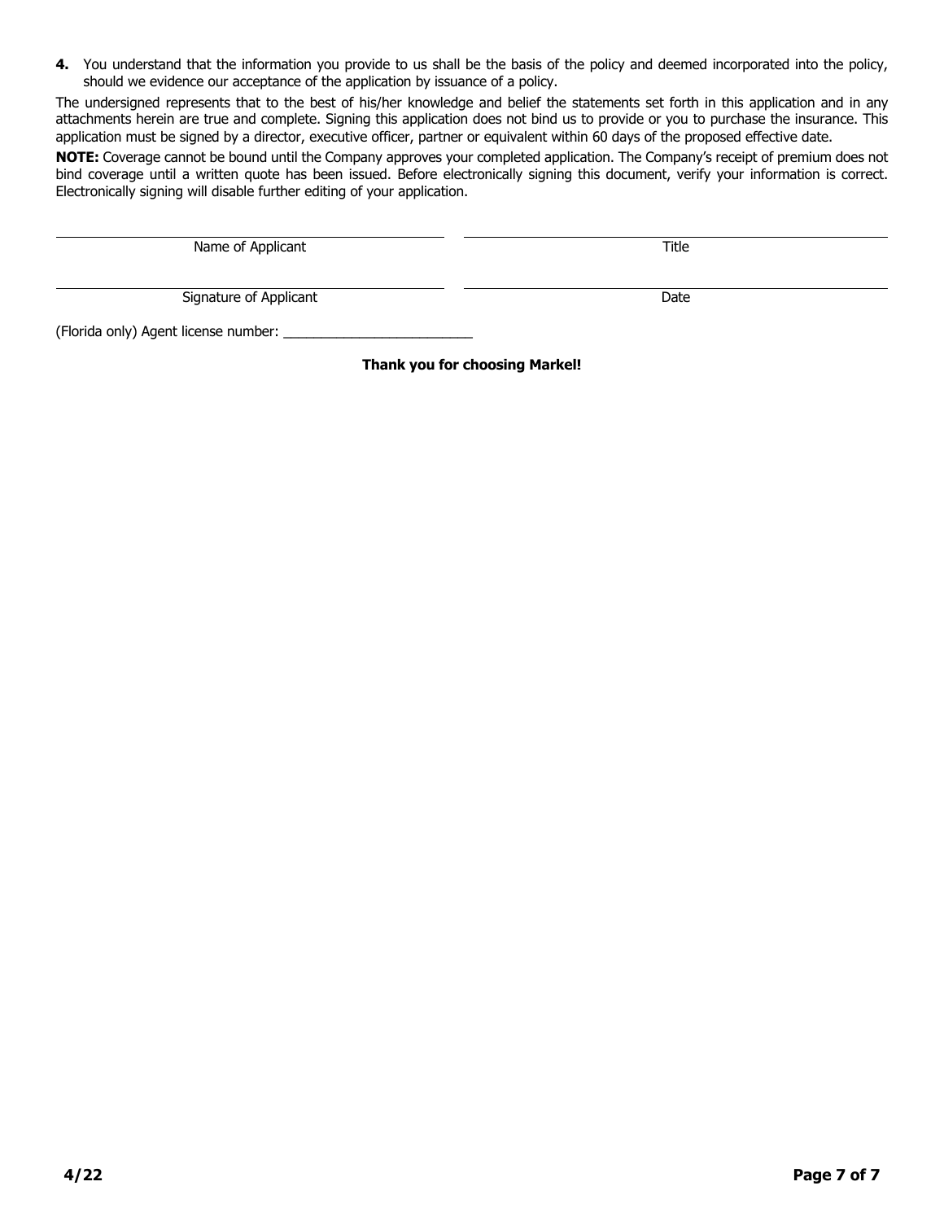**4.** You understand that the information you provide to us shall be the basis of the policy and deemed incorporated into the policy, should we evidence our acceptance of the application by issuance of a policy.

The undersigned represents that to the best of his/her knowledge and belief the statements set forth in this application and in any attachments herein are true and complete. Signing this application does not bind us to provide or you to purchase the insurance. This application must be signed by a director, executive officer, partner or equivalent within 60 days of the proposed effective date.

**NOTE:** Coverage cannot be bound until the Company approves your completed application. The Company's receipt of premium does not bind coverage until a written quote has been issued. Before electronically signing this document, verify your information is correct. Electronically signing will disable further editing of your application.

| | |
|---|---|
| ______________________________ | ______________________________ |
| Name of Applicant | Title |
| ______________________________ | ______________________________ |
| Signature of Applicant | Date |

(Florida only) Agent license number: _________________________

**Thank you for choosing Markel!**

**4/22**